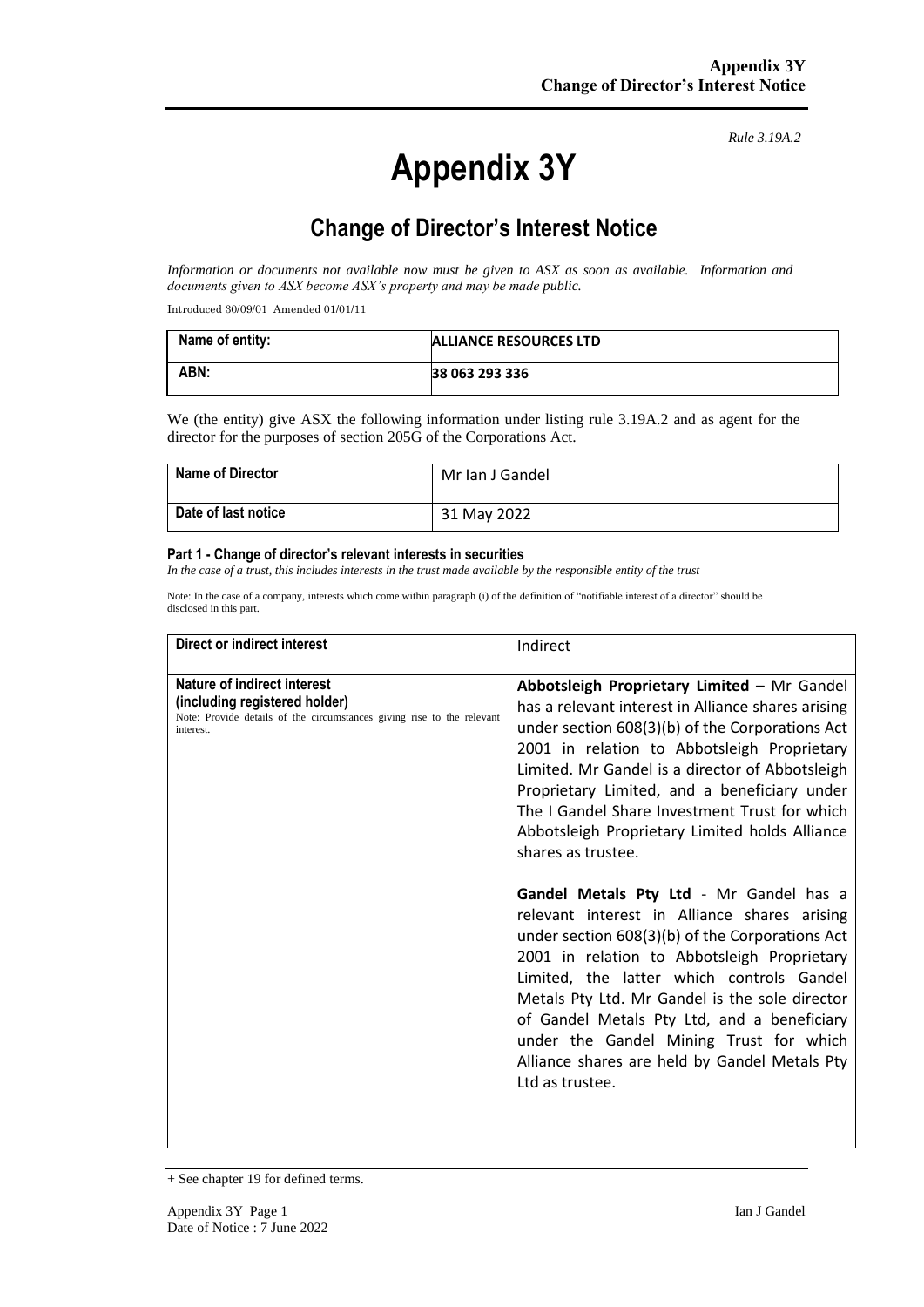*Rule 3.19A.2*

# Appendix 3Y

## Change of Director's Interest Notice

*Information or documents not available now must be given to ASX as soon as available. Information and documents given to ASX become ASX's property and may be made public.*

Introduced 30/09/01 Amended 01/01/11

| Name of entity: | ALLIANCE RESOURCES LTD |
|---|---|
| ABN: | 38 063 293 336 |

We (the entity) give ASX the following information under listing rule 3.19A.2 and as agent for the director for the purposes of section 205G of the Corporations Act.

| Name of Director | Mr Ian J Gandel |
|---|---|
| Date of last notice | 31 May 2022 |

#### Part 1 - Change of director's relevant interests in securities

*In the case of a trust, this includes interests in the trust made available by the responsible entity of the trust*

Note: In the case of a company, interests which come within paragraph (i) of the definition of "notifiable interest of a director" should be disclosed in this part.

| Direct or indirect interest | Indirect |
|---|---|
| **Nature of indirect interest (including registered holder)** Note: Provide details of the circumstances giving rise to the relevant interest. | **Abbotsleigh Proprietary Limited** – Mr Gandel has a relevant interest in Alliance shares arising under section 608(3)(b) of the Corporations Act 2001 in relation to Abbotsleigh Proprietary Limited. Mr Gandel is a director of Abbotsleigh Proprietary Limited, and a beneficiary under The I Gandel Share Investment Trust for which Abbotsleigh Proprietary Limited holds Alliance shares as trustee.<br><br>**Gandel Metals Pty Ltd** - Mr Gandel has a relevant interest in Alliance shares arising under section 608(3)(b) of the Corporations Act 2001 in relation to Abbotsleigh Proprietary Limited, the latter which controls Gandel Metals Pty Ltd. Mr Gandel is the sole director of Gandel Metals Pty Ltd, and a beneficiary under the Gandel Mining Trust for which Alliance shares are held by Gandel Metals Pty Ltd as trustee. |

+ See chapter 19 for defined terms.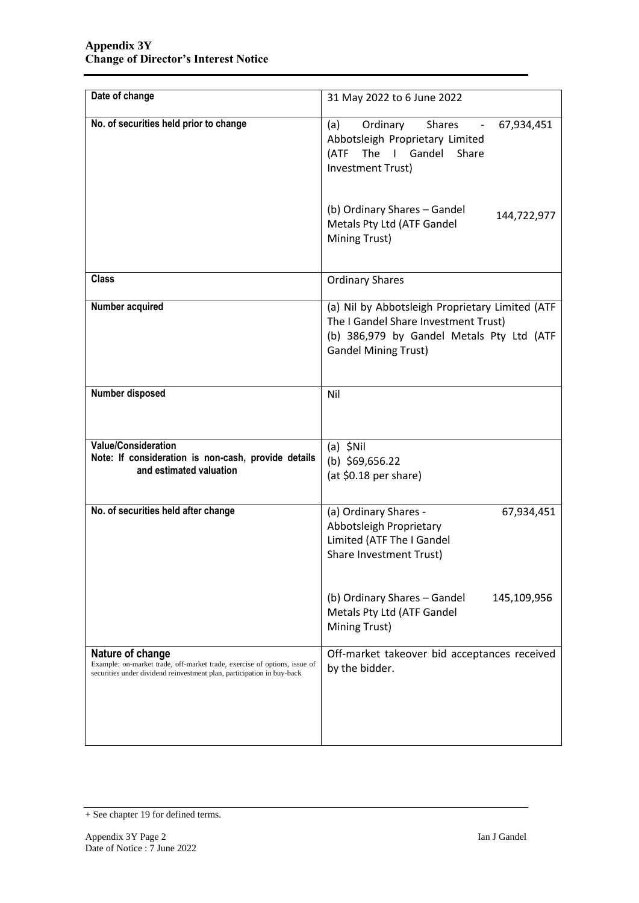**Appendix 3Y**
**Change of Director's Interest Notice**

| **Date of change** | 31 May 2022 to 6 June 2022 |
|---|---|
| **No. of securities held prior to change** | (a) Ordinary Shares - 67,934,451 Abbotsleigh Proprietary Limited (ATF The I Gandel Share Investment Trust)<br><br>(b) Ordinary Shares – Gandel Metals Pty Ltd (ATF Gandel Mining Trust) 144,722,977 |
| **Class** | Ordinary Shares |
| **Number acquired** | (a) Nil by Abbotsleigh Proprietary Limited (ATF The I Gandel Share Investment Trust)<br>(b) 386,979 by Gandel Metals Pty Ltd (ATF Gandel Mining Trust) |
| **Number disposed** | Nil |
| **Value/Consideration**<br>**Note: If consideration is non-cash, provide details and estimated valuation** | (a) $Nil<br>(b) $69,656.22<br>(at $0.18 per share) |
| **No. of securities held after change** | (a) Ordinary Shares - 67,934,451 Abbotsleigh Proprietary Limited (ATF The I Gandel Share Investment Trust)<br><br>(b) Ordinary Shares – Gandel Metals Pty Ltd (ATF Gandel Mining Trust) 145,109,956 |
| **Nature of change**<br>Example: on-market trade, off-market trade, exercise of options, issue of securities under dividend reinvestment plan, participation in buy-back | Off-market takeover bid acceptances received by the bidder. |

+ See chapter 19 for defined terms.

Date of Notice : 7 June 2022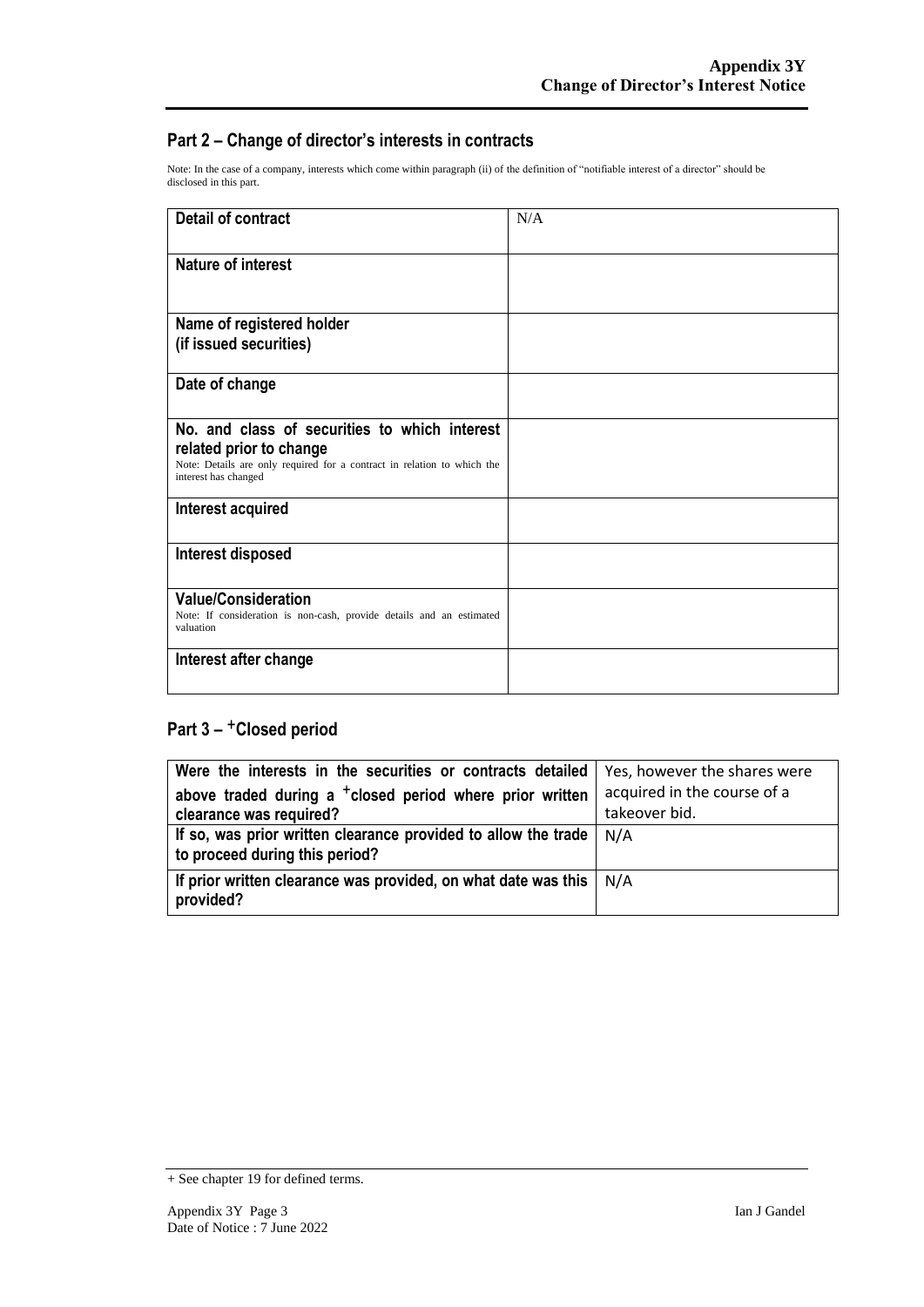## Part 2 – Change of director's interests in contracts

Note: In the case of a company, interests which come within paragraph (ii) of the definition of "notifiable interest of a director" should be disclosed in this part.

| | |
|---|---|
| **Detail of contract** | N/A |
| **Nature of interest** | |
| **Name of registered holder (if issued securities)** | |
| **Date of change** | |
| **No. and class of securities to which interest related prior to change** Note: Details are only required for a contract in relation to which the interest has changed | |
| **Interest acquired** | |
| **Interest disposed** | |
| **Value/Consideration** Note: If consideration is non-cash, provide details and an estimated valuation | |
| **Interest after change** | |

## Part 3 – +Closed period

| | |
|---|---|
| **Were the interests in the securities or contracts detailed above traded during a +closed period where prior written clearance was required?** | Yes, however the shares were acquired in the course of a takeover bid. |
| **If so, was prior written clearance provided to allow the trade to proceed during this period?** | N/A |
| **If prior written clearance was provided, on what date was this provided?** | N/A |

+ See chapter 19 for defined terms.

Date of Notice : 7 June 2022